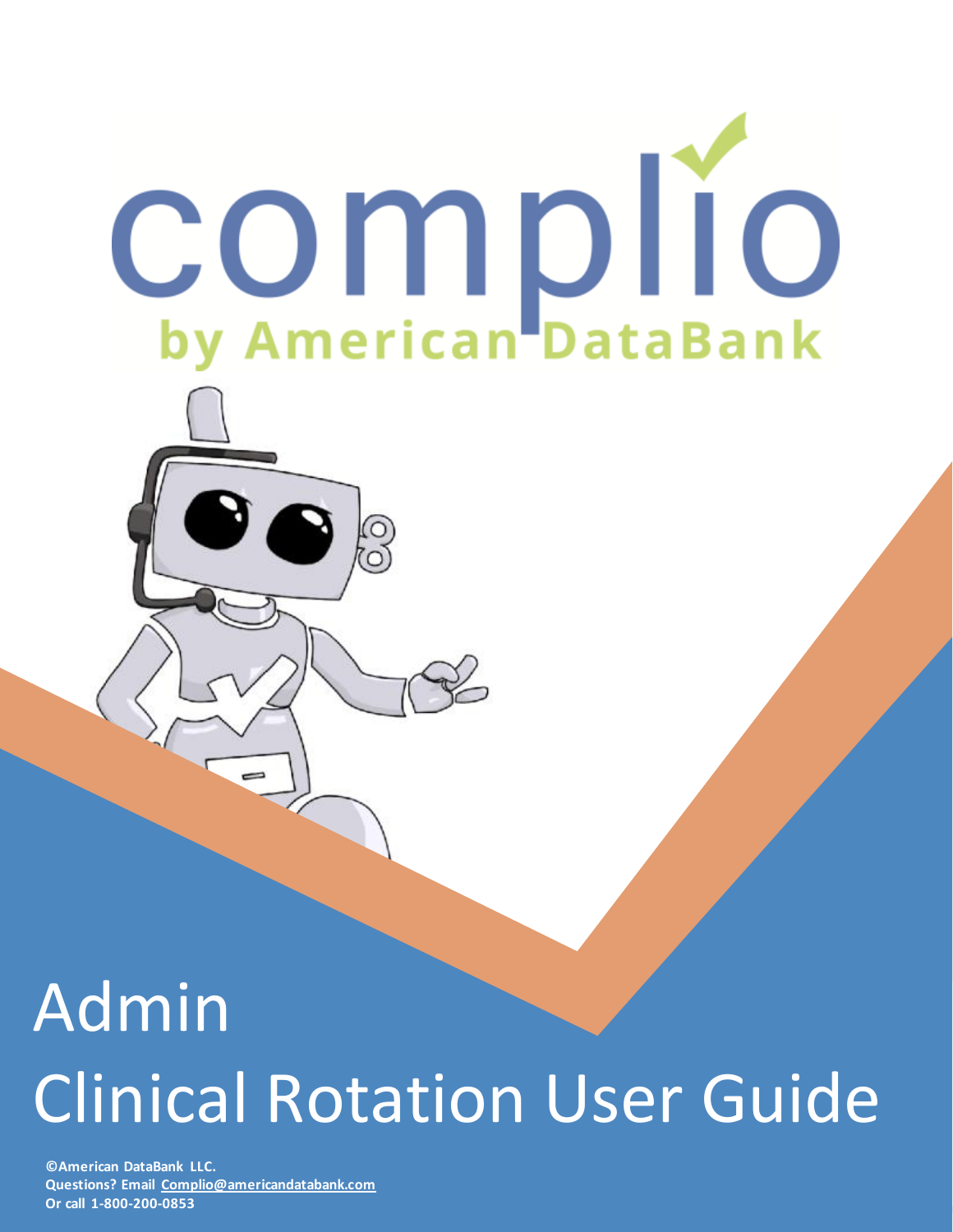# complio

by American DataBank

# Admin Clinical Rotation User Guide

**©American DataBank LLC.**
**Questions? Email Complio@americandatabank.com**
**Or call 1-800-200-0853**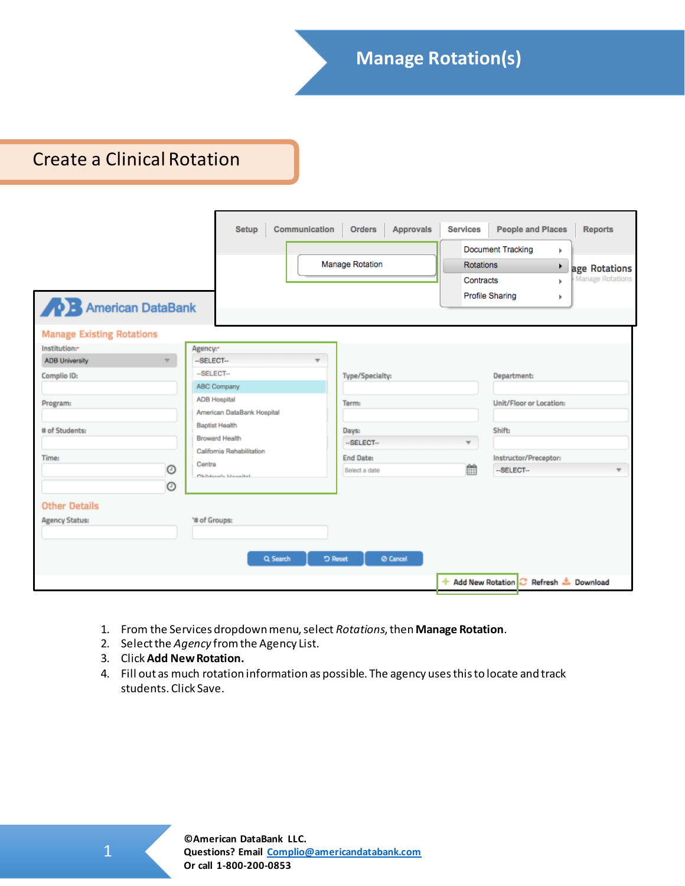# Manage Rotation(s)

## Create a Clinical Rotation

1. From the Services dropdown menu, select *Rotations*, then **Manage Rotation**.
2. Select the *Agency* from the Agency List.
3. Click **Add New Rotation.**
4. Fill out as much rotation information as possible. The agency uses this to locate and track students. Click Save.

©American DataBank LLC.
Questions? Email Complio@americandatabank.com
Or call 1-800-200-0853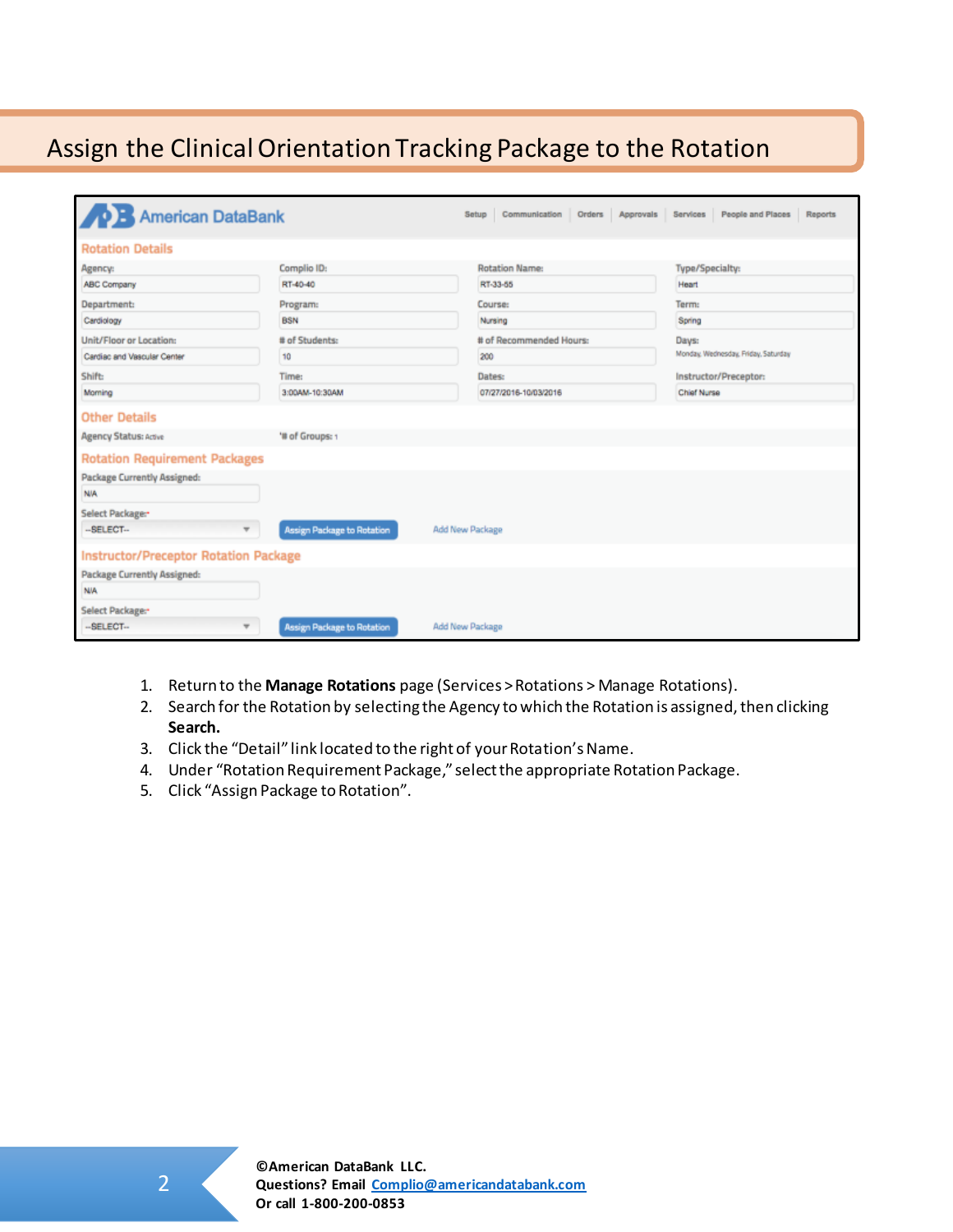# Assign the Clinical Orientation Tracking Package to the Rotation

1. Return to the **Manage Rotations** page (Services > Rotations > Manage Rotations).
2. Search for the Rotation by selecting the Agency to which the Rotation is assigned, then clicking **Search.**
3. Click the "Detail" link located to the right of your Rotation's Name.
4. Under "Rotation Requirement Package," select the appropriate Rotation Package.
5. Click "Assign Package to Rotation".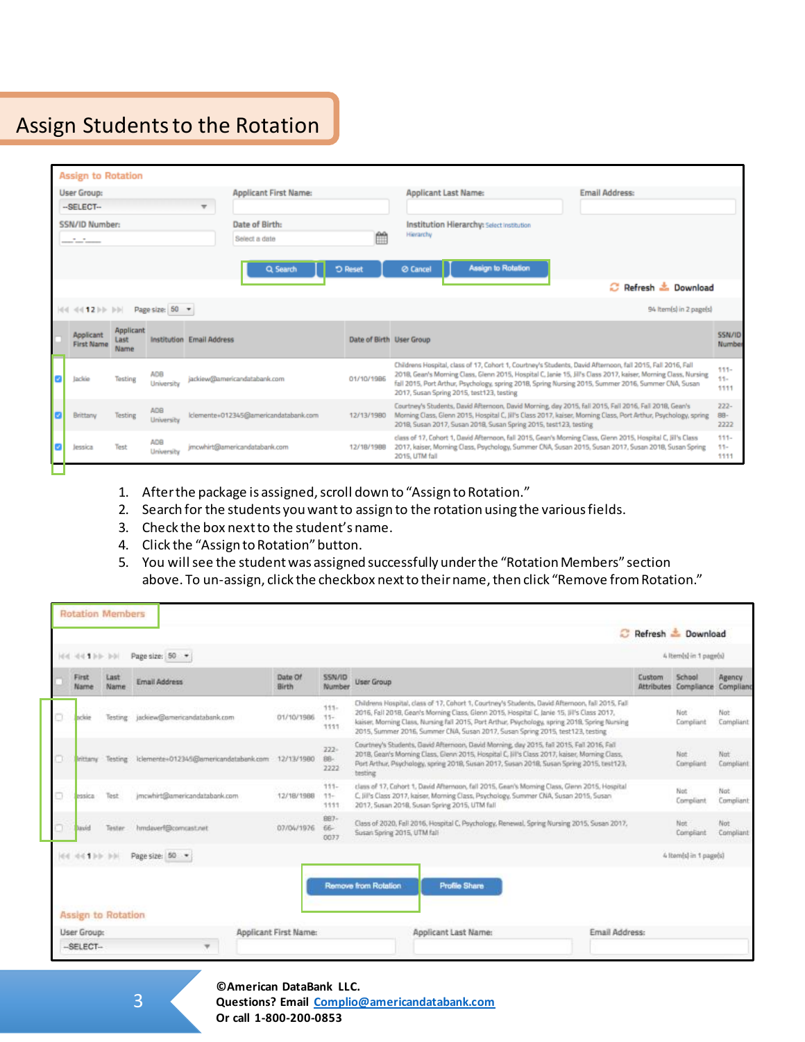# Assign Students to the Rotation

1. After the package is assigned, scroll down to “Assign to Rotation.”
2. Search for the students you want to assign to the rotation using the various fields.
3. Check the box next to the student’s name.
4. Click the “Assign to Rotation” button.
5. You will see the student was assigned successfully under the “Rotation Members” section above. To un-assign, click the checkbox next to their name, then click “Remove from Rotation.”

©American DataBank LLC.
**Questions? Email [Complio@americandatabank.com](mailto:Complio@americandatabank.com)**
**Or call 1-800-200-0853**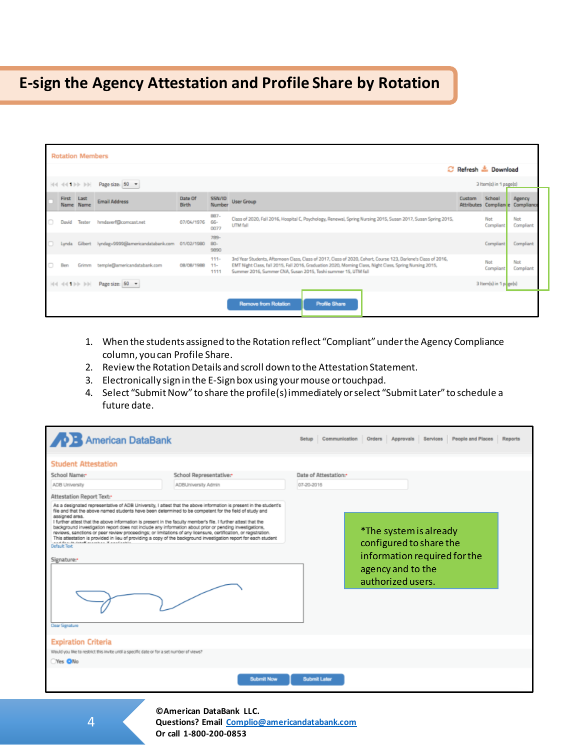# E-sign the Agency Attestation and Profile Share by Rotation

**Rotation Members**

Refresh | Download

Page size: 50 — 3 item(s) in 1 page(s)

| First Name | Last Name | Email Address | Date Of Birth | SSN/ID Number | User Group | Custom Attributes | School Compliance | Agency Compliance |
|---|---|---|---|---|---|---|---|---|
| David | Tester | hmdaverf@comcast.net | 07/04/1976 | 887-66-0077 | Class of 2020, Fall 2016, Hospital C, Psychology, Renewal, Spring Nursing 2015, Susan 2017, Susan Spring 2015, UTM fall | | Not Compliant | Not Compliant |
| Lynda | Gilbert | lyndag+9999@americandatabank.com | 01/02/1980 | 789-80-9890 | | | Compliant | Compliant |
| Ben | Grimm | temple@americandatabank.com | 08/08/1988 | 111-11-1111 | 3rd Year Students, Afternoon Class, Class of 2017, Class of 2020, Cohort, Course 123, Darlene's Class of 2016, EMT Night Class, fall 2015, Fall 2016, Graduation 2020, Morning Class, Night Class, Spring Nursing 2015, Summer 2016, Summer CNA, Susan 2015, Toshi summer 15, UTM fall | | Not Compliant | Not Compliant |

Page size: 50 — 3 item(s) in 1 page(s)

Remove from Rotation | Profile Share

1. When the students assigned to the Rotation reflect "Compliant" under the Agency Compliance column, you can Profile Share.
2. Review the Rotation Details and scroll down to the Attestation Statement.
3. Electronically sign in the E-Sign box using your mouse or touchpad.
4. Select "Submit Now" to share the profile(s) immediately or select "Submit Later" to schedule a future date.

American DataBank — Setup | Communication | Orders | Approvals | Services | People and Places | Reports

**Student Attestation**

School Name: ADB University
School Representative: ADBUniversity Admin
Date of Attestation: 07-20-2016

Attestation Report Text:

As a designated representative of ADB University, I attest that the above information is present in the student's file and that the above named students have been determined to be competent for the field of study and assigned area.
I further attest that the above information is present in the faculty member's file. I further attest that the background investigation report does not include any information about prior or pending investigations, reviews, sanctions or peer review proceedings; or limitations of any licensure, certification, or registration. This attestation is provided in lieu of providing a copy of the background investigation report for each student

Default Text

Signature:

Clear Signature

*The system is already configured to share the information required for the agency and to the authorized users.

**Expiration Criteria**

Would you like to restrict this invite until a specific date or for a set number of views?

Yes / No

Submit Now | Submit Later

©American DataBank LLC.
Questions? Email Complio@americandatabank.com
Or call 1-800-200-0853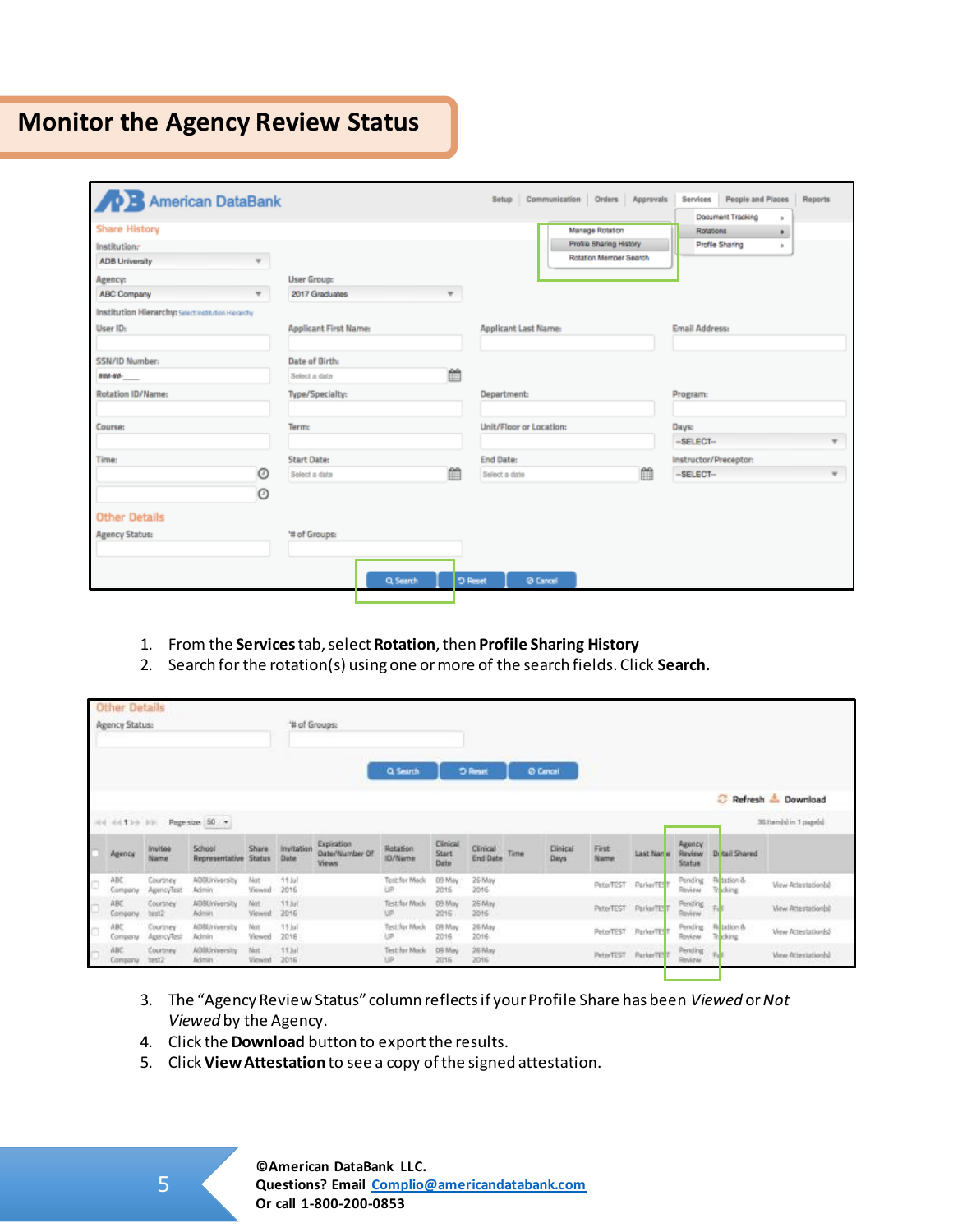# Monitor the Agency Review Status

1. From the **Services** tab, select **Rotation**, then **Profile Sharing History**
2. Search for the rotation(s) using one or more of the search fields. Click **Search.**

3. The "Agency Review Status" column reflects if your Profile Share has been *Viewed* or *Not Viewed* by the Agency.
4. Click the **Download** button to export the results.
5. Click **View Attestation** to see a copy of the signed attestation.

©American DataBank LLC.
Questions? Email Complio@americandatabank.com
Or call 1-800-200-0853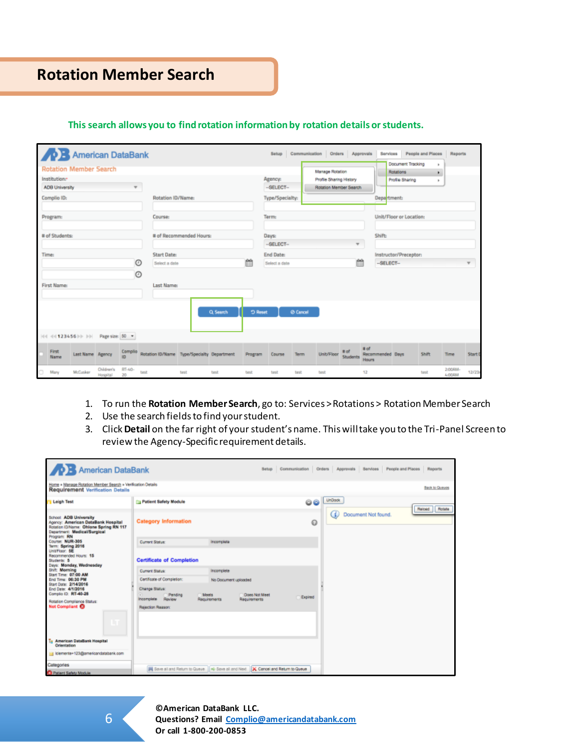# Rotation Member Search

**This search allows you to find rotation information by rotation details or students.**

1. To run the **Rotation Member Search**, go to: Services > Rotations > Rotation Member Search
2. Use the search fields to find your student.
3. Click **Detail** on the far right of your student's name. This will take you to the Tri-Panel Screen to review the Agency-Specific requirement details.

©American DataBank LLC.
Questions? Email Complio@americandatabank.com
Or call 1-800-200-0853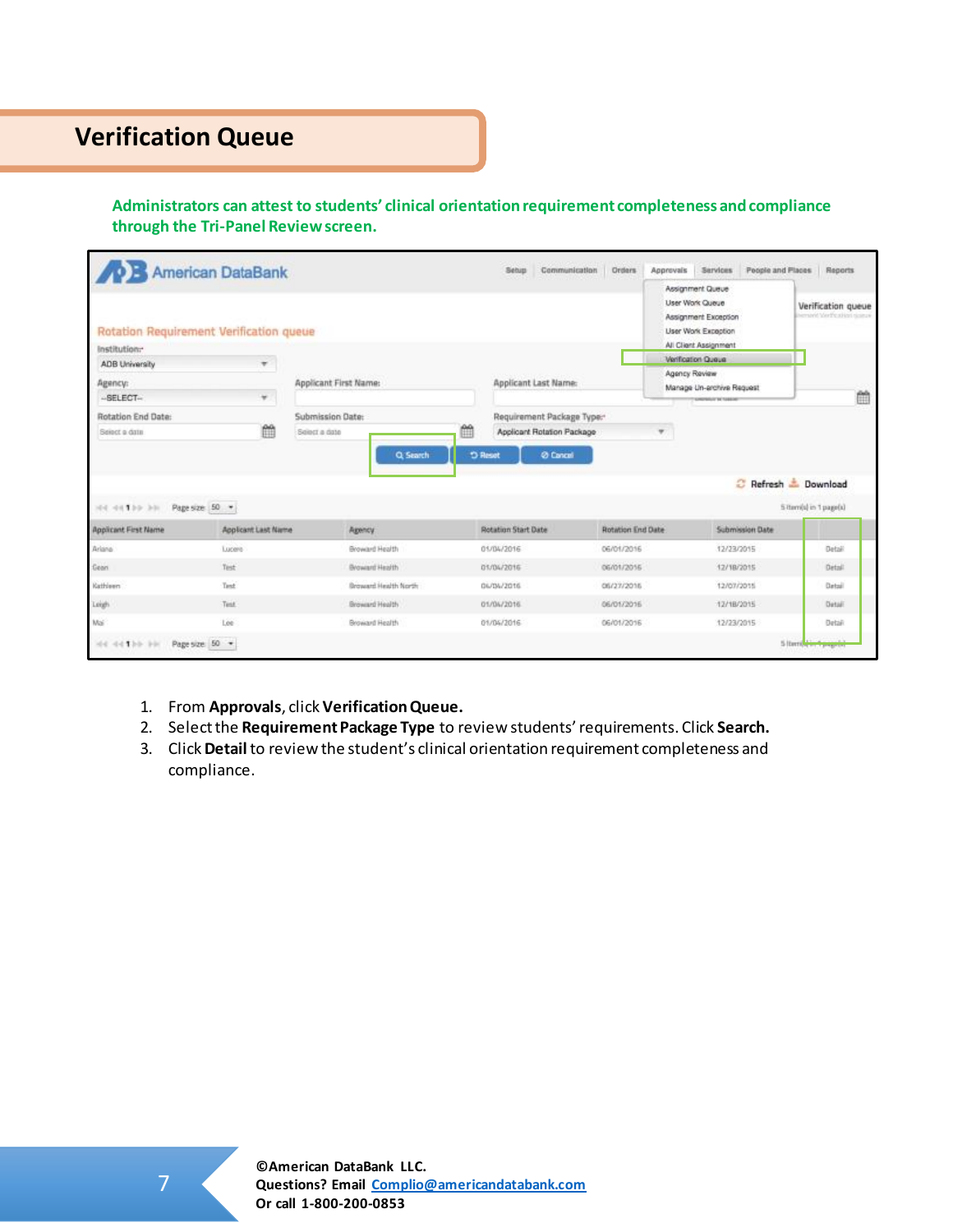# Verification Queue

**Administrators can attest to students' clinical orientation requirement completeness and compliance through the Tri-Panel Review screen.**

1. From **Approvals**, click **Verification Queue.**
2. Select the **Requirement Package Type** to review students' requirements. Click **Search.**
3. Click **Detail** to review the student's clinical orientation requirement completeness and compliance.

©American DataBank LLC.
Questions? Email Complio@americandatabank.com
Or call 1-800-200-0853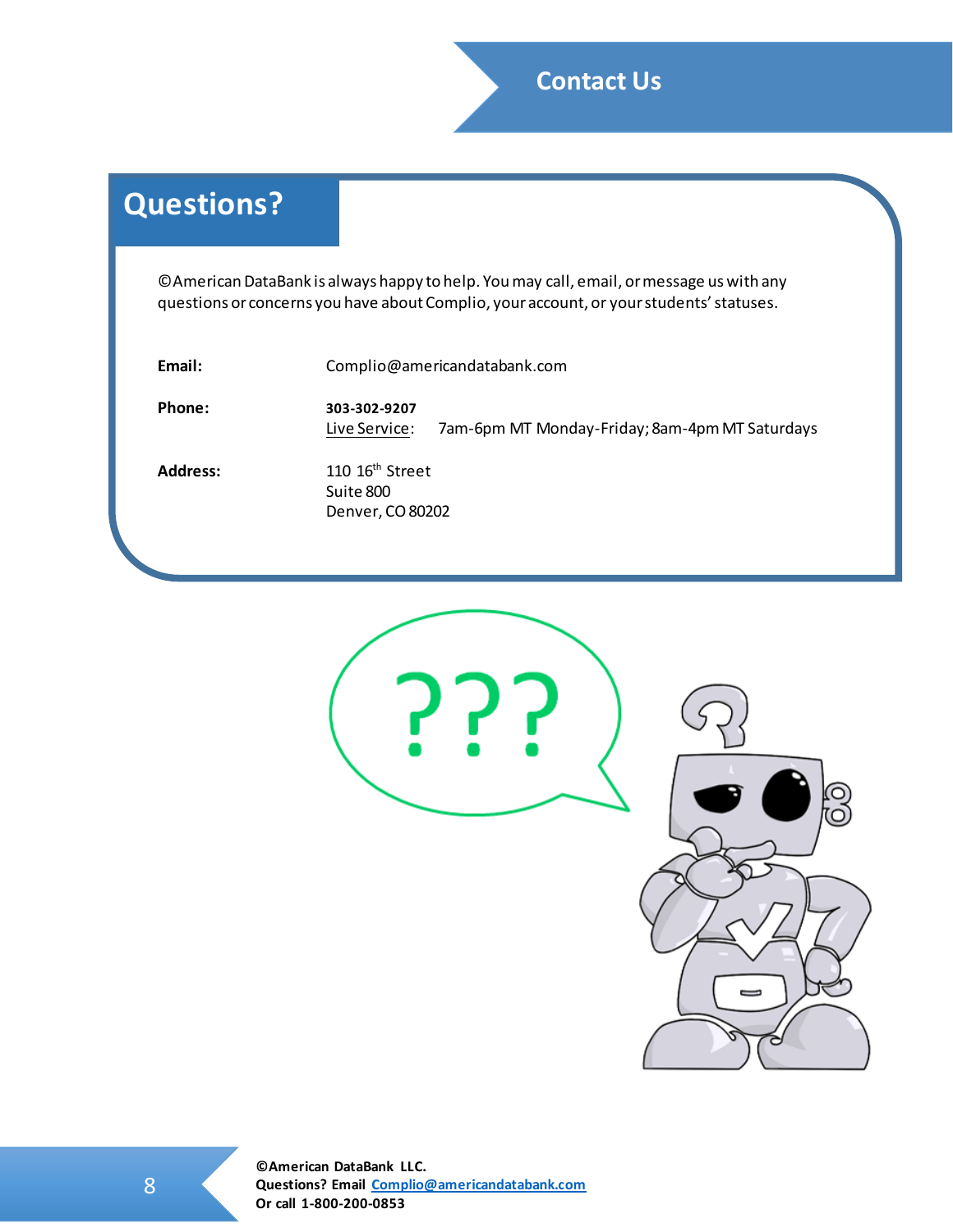# Contact Us

## Questions?

©American DataBank is always happy to help. You may call, email, or message us with any questions or concerns you have about Complio, your account, or your students' statuses.

| | |
|---|---|
| **Email:** | Complio@americandatabank.com |
| **Phone:** | **303-302-9207**<br>Live Service: 7am-6pm MT Monday-Friday; 8am-4pm MT Saturdays |
| **Address:** | 110 16th Street<br>Suite 800<br>Denver, CO 80202 |

**©American DataBank LLC.**
**Questions? Email** Complio@americandatabank.com
**Or call 1-800-200-0853**